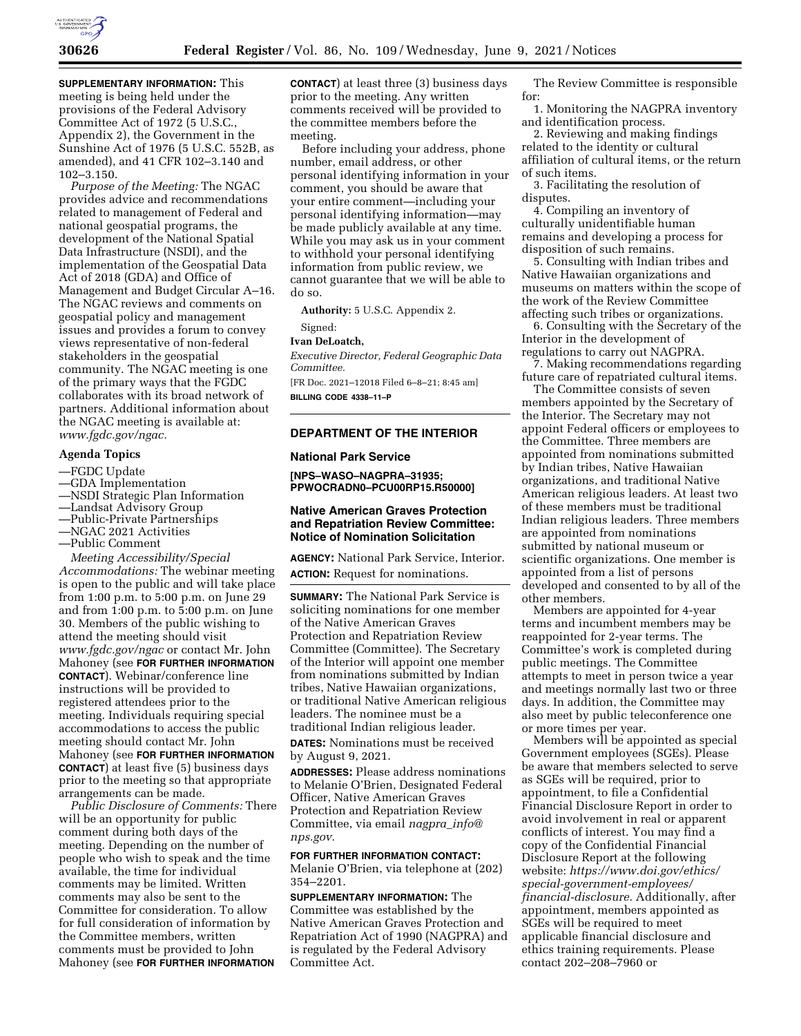**SUPPLEMENTARY INFORMATION:** This meeting is being held under the provisions of the Federal Advisory Committee Act of 1972 (5 U.S.C., Appendix 2), the Government in the Sunshine Act of 1976 (5 U.S.C. 552B, as amended), and 41 CFR 102–3.140 and 102–3.150.

*Purpose of the Meeting:* The NGAC provides advice and recommendations related to management of Federal and national geospatial programs, the development of the National Spatial Data Infrastructure (NSDI), and the implementation of the Geospatial Data Act of 2018 (GDA) and Office of Management and Budget Circular A–16. The NGAC reviews and comments on geospatial policy and management issues and provides a forum to convey views representative of non-federal stakeholders in the geospatial community. The NGAC meeting is one of the primary ways that the FGDC collaborates with its broad network of partners. Additional information about the NGAC meeting is available at: *www.fgdc.gov/ngac.*

### Agenda Topics

—FGDC Update
—GDA Implementation
—NSDI Strategic Plan Information
—Landsat Advisory Group
—Public-Private Partnerships
—NGAC 2021 Activities
—Public Comment

*Meeting Accessibility/Special Accommodations:* The webinar meeting is open to the public and will take place from 1:00 p.m. to 5:00 p.m. on June 29 and from 1:00 p.m. to 5:00 p.m. on June 30. Members of the public wishing to attend the meeting should visit *www.fgdc.gov/ngac* or contact Mr. John Mahoney (see **FOR FURTHER INFORMATION CONTACT**). Webinar/conference line instructions will be provided to registered attendees prior to the meeting. Individuals requiring special accommodations to access the public meeting should contact Mr. John Mahoney (see **FOR FURTHER INFORMATION CONTACT**) at least five (5) business days prior to the meeting so that appropriate arrangements can be made.

*Public Disclosure of Comments:* There will be an opportunity for public comment during both days of the meeting. Depending on the number of people who wish to speak and the time available, the time for individual comments may be limited. Written comments may also be sent to the Committee for consideration. To allow for full consideration of information by the Committee members, written comments must be provided to John Mahoney (see **FOR FURTHER INFORMATION CONTACT**) at least three (3) business days prior to the meeting. Any written comments received will be provided to the committee members before the meeting.

Before including your address, phone number, email address, or other personal identifying information in your comment, you should be aware that your entire comment—including your personal identifying information—may be made publicly available at any time. While you may ask us in your comment to withhold your personal identifying information from public review, we cannot guarantee that we will be able to do so.

**Authority:** 5 U.S.C. Appendix 2.

Signed:

**Ivan DeLoatch,**

*Executive Director, Federal Geographic Data Committee.*

[FR Doc. 2021–12018 Filed 6–8–21; 8:45 am]

**BILLING CODE 4338–11–P**

---

## DEPARTMENT OF THE INTERIOR

### National Park Service

**[NPS–WASO–NAGPRA–31935; PPWOCRADN0–PCU00RP15.R50000]**

### Native American Graves Protection and Repatriation Review Committee: Notice of Nomination Solicitation

**AGENCY:** National Park Service, Interior.

**ACTION:** Request for nominations.

**SUMMARY:** The National Park Service is soliciting nominations for one member of the Native American Graves Protection and Repatriation Review Committee (Committee). The Secretary of the Interior will appoint one member from nominations submitted by Indian tribes, Native Hawaiian organizations, or traditional Native American religious leaders. The nominee must be a traditional Indian religious leader.

**DATES:** Nominations must be received by August 9, 2021.

**ADDRESSES:** Please address nominations to Melanie O'Brien, Designated Federal Officer, Native American Graves Protection and Repatriation Review Committee, via email *nagpra_info@nps.gov.*

**FOR FURTHER INFORMATION CONTACT:** Melanie O'Brien, via telephone at (202) 354–2201.

**SUPPLEMENTARY INFORMATION:** The Committee was established by the Native American Graves Protection and Repatriation Act of 1990 (NAGPRA) and is regulated by the Federal Advisory Committee Act.

The Review Committee is responsible for:

1. Monitoring the NAGPRA inventory and identification process.
2. Reviewing and making findings related to the identity or cultural affiliation of cultural items, or the return of such items.
3. Facilitating the resolution of disputes.
4. Compiling an inventory of culturally unidentifiable human remains and developing a process for disposition of such remains.
5. Consulting with Indian tribes and Native Hawaiian organizations and museums on matters within the scope of the work of the Review Committee affecting such tribes or organizations.
6. Consulting with the Secretary of the Interior in the development of regulations to carry out NAGPRA.
7. Making recommendations regarding future care of repatriated cultural items.

The Committee consists of seven members appointed by the Secretary of the Interior. The Secretary may not appoint Federal officers or employees to the Committee. Three members are appointed from nominations submitted by Indian tribes, Native Hawaiian organizations, and traditional Native American religious leaders. At least two of these members must be traditional Indian religious leaders. Three members are appointed from nominations submitted by national museum or scientific organizations. One member is appointed from a list of persons developed and consented to by all of the other members.

Members are appointed for 4-year terms and incumbent members may be reappointed for 2-year terms. The Committee's work is completed during public meetings. The Committee attempts to meet in person twice a year and meetings normally last two or three days. In addition, the Committee may also meet by public teleconference one or more times per year.

Members will be appointed as special Government employees (SGEs). Please be aware that members selected to serve as SGEs will be required, prior to appointment, to file a Confidential Financial Disclosure Report in order to avoid involvement in real or apparent conflicts of interest. You may find a copy of the Confidential Financial Disclosure Report at the following website: *https://www.doi.gov/ethics/special-government-employees/financial-disclosure.* Additionally, after appointment, members appointed as SGEs will be required to meet applicable financial disclosure and ethics training requirements. Please contact 202–208–7960 or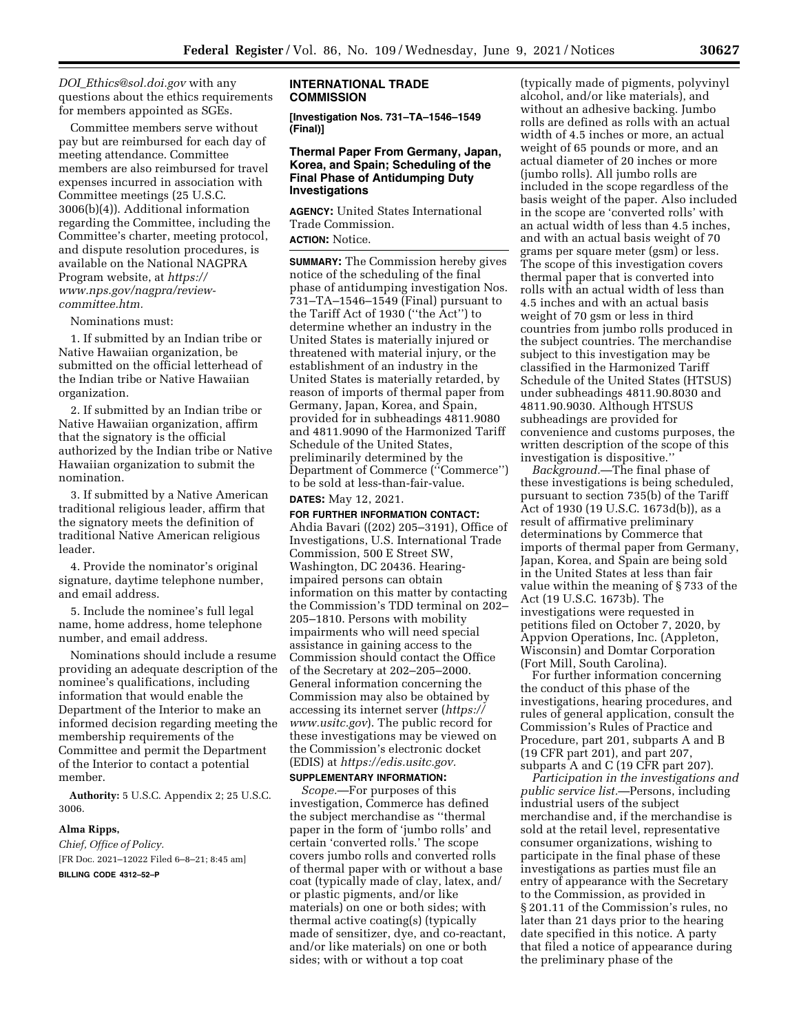*DOI_Ethics@sol.doi.gov* with any questions about the ethics requirements for members appointed as SGEs.

Committee members serve without pay but are reimbursed for each day of meeting attendance. Committee members are also reimbursed for travel expenses incurred in association with Committee meetings (25 U.S.C. 3006(b)(4)). Additional information regarding the Committee, including the Committee's charter, meeting protocol, and dispute resolution procedures, is available on the National NAGPRA Program website, at *https://www.nps.gov/nagpra/review-committee.htm.*

Nominations must:

1. If submitted by an Indian tribe or Native Hawaiian organization, be submitted on the official letterhead of the Indian tribe or Native Hawaiian organization.

2. If submitted by an Indian tribe or Native Hawaiian organization, affirm that the signatory is the official authorized by the Indian tribe or Native Hawaiian organization to submit the nomination.

3. If submitted by a Native American traditional religious leader, affirm that the signatory meets the definition of traditional Native American religious leader.

4. Provide the nominator's original signature, daytime telephone number, and email address.

5. Include the nominee's full legal name, home address, home telephone number, and email address.

Nominations should include a resume providing an adequate description of the nominee's qualifications, including information that would enable the Department of the Interior to make an informed decision regarding meeting the membership requirements of the Committee and permit the Department of the Interior to contact a potential member.

**Authority:** 5 U.S.C. Appendix 2; 25 U.S.C. 3006.

**Alma Ripps,**

*Chief, Office of Policy.*

[FR Doc. 2021–12022 Filed 6–8–21; 8:45 am]

**BILLING CODE 4312–52–P**

## INTERNATIONAL TRADE COMMISSION

**[Investigation Nos. 731–TA–1546–1549 (Final)]**

### Thermal Paper From Germany, Japan, Korea, and Spain; Scheduling of the Final Phase of Antidumping Duty Investigations

**AGENCY:** United States International Trade Commission.

**ACTION:** Notice.

**SUMMARY:** The Commission hereby gives notice of the scheduling of the final phase of antidumping investigation Nos. 731–TA–1546–1549 (Final) pursuant to the Tariff Act of 1930 (''the Act'') to determine whether an industry in the United States is materially injured or threatened with material injury, or the establishment of an industry in the United States is materially retarded, by reason of imports of thermal paper from Germany, Japan, Korea, and Spain, provided for in subheadings 4811.9080 and 4811.9090 of the Harmonized Tariff Schedule of the United States, preliminarily determined by the Department of Commerce (''Commerce'') to be sold at less-than-fair-value.

**DATES:** May 12, 2021.

**FOR FURTHER INFORMATION CONTACT:** Ahdia Bavari ((202) 205–3191), Office of Investigations, U.S. International Trade Commission, 500 E Street SW, Washington, DC 20436. Hearing-impaired persons can obtain information on this matter by contacting the Commission's TDD terminal on 202–205–1810. Persons with mobility impairments who will need special assistance in gaining access to the Commission should contact the Office of the Secretary at 202–205–2000. General information concerning the Commission may also be obtained by accessing its internet server (*https://www.usitc.gov*). The public record for these investigations may be viewed on the Commission's electronic docket (EDIS) at *https://edis.usitc.gov.*

**SUPPLEMENTARY INFORMATION:**

*Scope.*—For purposes of this investigation, Commerce has defined the subject merchandise as ''thermal paper in the form of 'jumbo rolls' and certain 'converted rolls.' The scope covers jumbo rolls and converted rolls of thermal paper with or without a base coat (typically made of clay, latex, and/or plastic pigments, and/or like materials) on one or both sides; with thermal active coating(s) (typically made of sensitizer, dye, and co-reactant, and/or like materials) on one or both sides; with or without a top coat (typically made of pigments, polyvinyl alcohol, and/or like materials), and without an adhesive backing. Jumbo rolls are defined as rolls with an actual width of 4.5 inches or more, an actual weight of 65 pounds or more, and an actual diameter of 20 inches or more (jumbo rolls). All jumbo rolls are included in the scope regardless of the basis weight of the paper. Also included in the scope are 'converted rolls' with an actual width of less than 4.5 inches, and with an actual basis weight of 70 grams per square meter (gsm) or less. The scope of this investigation covers thermal paper that is converted into rolls with an actual width of less than 4.5 inches and with an actual basis weight of 70 gsm or less in third countries from jumbo rolls produced in the subject countries. The merchandise subject to this investigation may be classified in the Harmonized Tariff Schedule of the United States (HTSUS) under subheadings 4811.90.8030 and 4811.90.9030. Although HTSUS subheadings are provided for convenience and customs purposes, the written description of the scope of this investigation is dispositive.''

*Background.*—The final phase of these investigations is being scheduled, pursuant to section 735(b) of the Tariff Act of 1930 (19 U.S.C. 1673d(b)), as a result of affirmative preliminary determinations by Commerce that imports of thermal paper from Germany, Japan, Korea, and Spain are being sold in the United States at less than fair value within the meaning of § 733 of the Act (19 U.S.C. 1673b). The investigations were requested in petitions filed on October 7, 2020, by Appvion Operations, Inc. (Appleton, Wisconsin) and Domtar Corporation (Fort Mill, South Carolina).

For further information concerning the conduct of this phase of the investigations, hearing procedures, and rules of general application, consult the Commission's Rules of Practice and Procedure, part 201, subparts A and B (19 CFR part 201), and part 207, subparts A and C (19 CFR part 207).

*Participation in the investigations and public service list.*—Persons, including industrial users of the subject merchandise and, if the merchandise is sold at the retail level, representative consumer organizations, wishing to participate in the final phase of these investigations as parties must file an entry of appearance with the Secretary to the Commission, as provided in § 201.11 of the Commission's rules, no later than 21 days prior to the hearing date specified in this notice. A party that filed a notice of appearance during the preliminary phase of the